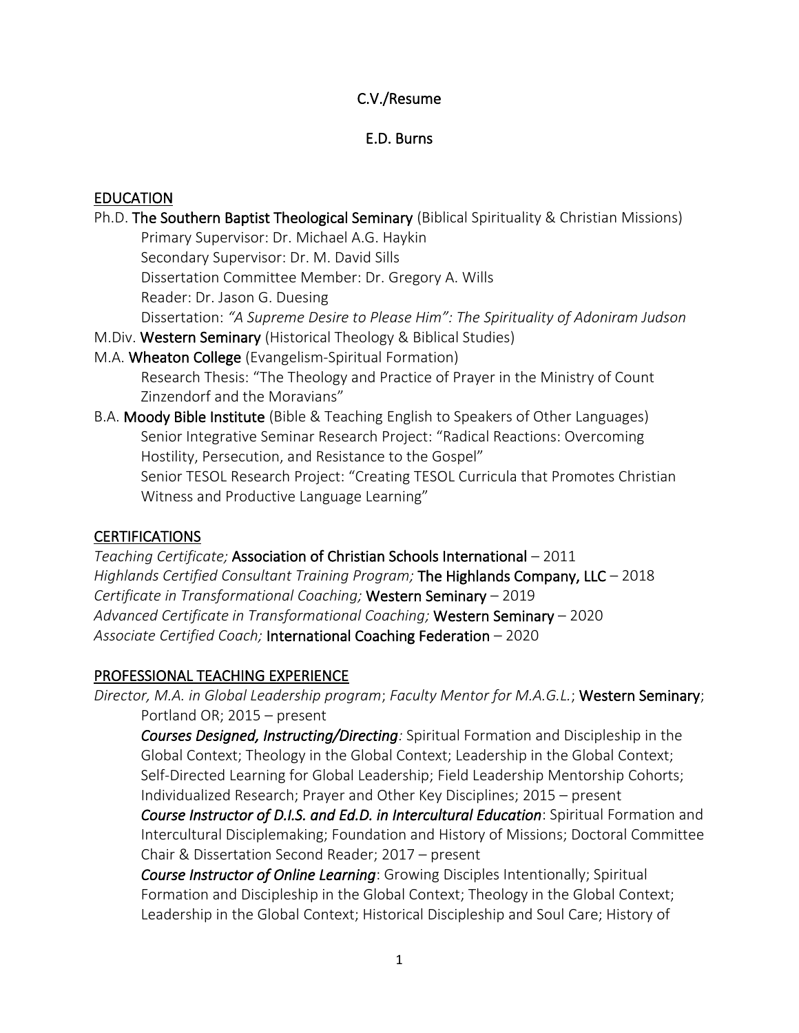C.V./Resume

E.D. Burns

## EDUCATION

Ph.D. **The Southern Baptist Theological Seminary** (Biblical Spirituality & Christian Missions)
- Primary Supervisor: Dr. Michael A.G. Haykin
- Secondary Supervisor: Dr. M. David Sills
- Dissertation Committee Member: Dr. Gregory A. Wills
- Reader: Dr. Jason G. Duesing
- Dissertation: *"A Supreme Desire to Please Him": The Spirituality of Adoniram Judson*

M.Div. **Western Seminary** (Historical Theology & Biblical Studies)

M.A. **Wheaton College** (Evangelism-Spiritual Formation)
- Research Thesis: "The Theology and Practice of Prayer in the Ministry of Count Zinzendorf and the Moravians"

B.A. **Moody Bible Institute** (Bible & Teaching English to Speakers of Other Languages)
- Senior Integrative Seminar Research Project: "Radical Reactions: Overcoming Hostility, Persecution, and Resistance to the Gospel"
- Senior TESOL Research Project: "Creating TESOL Curricula that Promotes Christian Witness and Productive Language Learning"

## CERTIFICATIONS

*Teaching Certificate;* **Association of Christian Schools International** – 2011
*Highlands Certified Consultant Training Program;* **The Highlands Company, LLC** – 2018
*Certificate in Transformational Coaching;* **Western Seminary** – 2019
*Advanced Certificate in Transformational Coaching;* **Western Seminary** – 2020
*Associate Certified Coach;* **International Coaching Federation** – 2020

## PROFESSIONAL TEACHING EXPERIENCE

*Director, M.A. in Global Leadership program*; *Faculty Mentor for M.A.G.L.*; **Western Seminary**; Portland OR; 2015 – present

***Courses Designed, Instructing/Directing**:* Spiritual Formation and Discipleship in the Global Context; Theology in the Global Context; Leadership in the Global Context; Self-Directed Learning for Global Leadership; Field Leadership Mentorship Cohorts; Individualized Research; Prayer and Other Key Disciplines; 2015 – present

***Course Instructor of D.I.S. and Ed.D. in Intercultural Education***: Spiritual Formation and Intercultural Disciplemaking; Foundation and History of Missions; Doctoral Committee Chair & Dissertation Second Reader; 2017 – present

***Course Instructor of Online Learning***: Growing Disciples Intentionally; Spiritual Formation and Discipleship in the Global Context; Theology in the Global Context; Leadership in the Global Context; Historical Discipleship and Soul Care; History of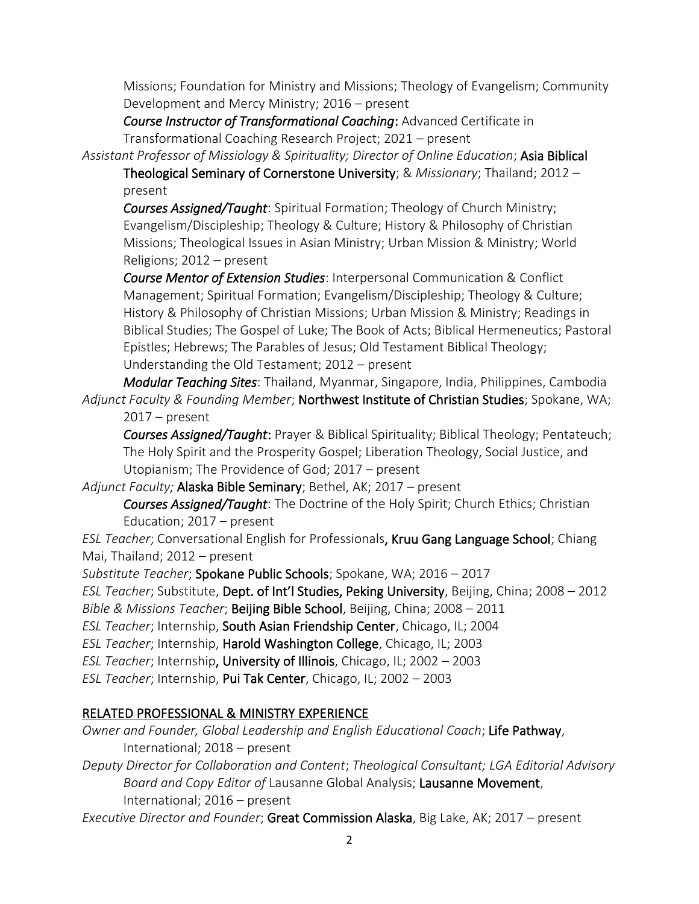Missions; Foundation for Ministry and Missions; Theology of Evangelism; Community Development and Mercy Ministry; 2016 – present

***Course Instructor of Transformational Coaching*****:** Advanced Certificate in Transformational Coaching Research Project; 2021 – present

*Assistant Professor of Missiology & Spirituality; Director of Online Education*; **Asia Biblical Theological Seminary of Cornerstone University**; & *Missionary*; Thailand; 2012 – present

***Courses Assigned/Taught***: Spiritual Formation; Theology of Church Ministry; Evangelism/Discipleship; Theology & Culture; History & Philosophy of Christian Missions; Theological Issues in Asian Ministry; Urban Mission & Ministry; World Religions; 2012 – present

***Course Mentor of Extension Studies***: Interpersonal Communication & Conflict Management; Spiritual Formation; Evangelism/Discipleship; Theology & Culture; History & Philosophy of Christian Missions; Urban Mission & Ministry; Readings in Biblical Studies; The Gospel of Luke; The Book of Acts; Biblical Hermeneutics; Pastoral Epistles; Hebrews; The Parables of Jesus; Old Testament Biblical Theology; Understanding the Old Testament; 2012 – present

***Modular Teaching Sites***: Thailand, Myanmar, Singapore, India, Philippines, Cambodia

*Adjunct Faculty & Founding Member*; **Northwest Institute of Christian Studies**; Spokane, WA; 2017 – present

***Courses Assigned/Taught*****:** Prayer & Biblical Spirituality; Biblical Theology; Pentateuch; The Holy Spirit and the Prosperity Gospel; Liberation Theology, Social Justice, and Utopianism; The Providence of God; 2017 – present

*Adjunct Faculty;* **Alaska Bible Seminary**; Bethel, AK; 2017 – present

***Courses Assigned/Taught***: The Doctrine of the Holy Spirit; Church Ethics; Christian Education; 2017 – present

*ESL Teacher*; Conversational English for Professionals, **Kruu Gang Language School**; Chiang Mai, Thailand; 2012 – present

*Substitute Teacher*; **Spokane Public Schools**; Spokane, WA; 2016 – 2017

*ESL Teacher*; Substitute, **Dept. of Int'l Studies, Peking University**, Beijing, China; 2008 – 2012

*Bible & Missions Teacher*; **Beijing Bible School**, Beijing, China; 2008 – 2011

*ESL Teacher*; Internship, **South Asian Friendship Center**, Chicago, IL; 2004

*ESL Teacher*; Internship, **Harold Washington College**, Chicago, IL; 2003

*ESL Teacher*; Internship, **University of Illinois**, Chicago, IL; 2002 – 2003

*ESL Teacher*; Internship, **Pui Tak Center**, Chicago, IL; 2002 – 2003

## RELATED PROFESSIONAL & MINISTRY EXPERIENCE

*Owner and Founder, Global Leadership and English Educational Coach*; **Life Pathway**, International; 2018 – present

*Deputy Director for Collaboration and Content*; *Theological Consultant; LGA Editorial Advisory Board and Copy Editor of* Lausanne Global Analysis; **Lausanne Movement**, International; 2016 – present

*Executive Director and Founder*; **Great Commission Alaska**, Big Lake, AK; 2017 – present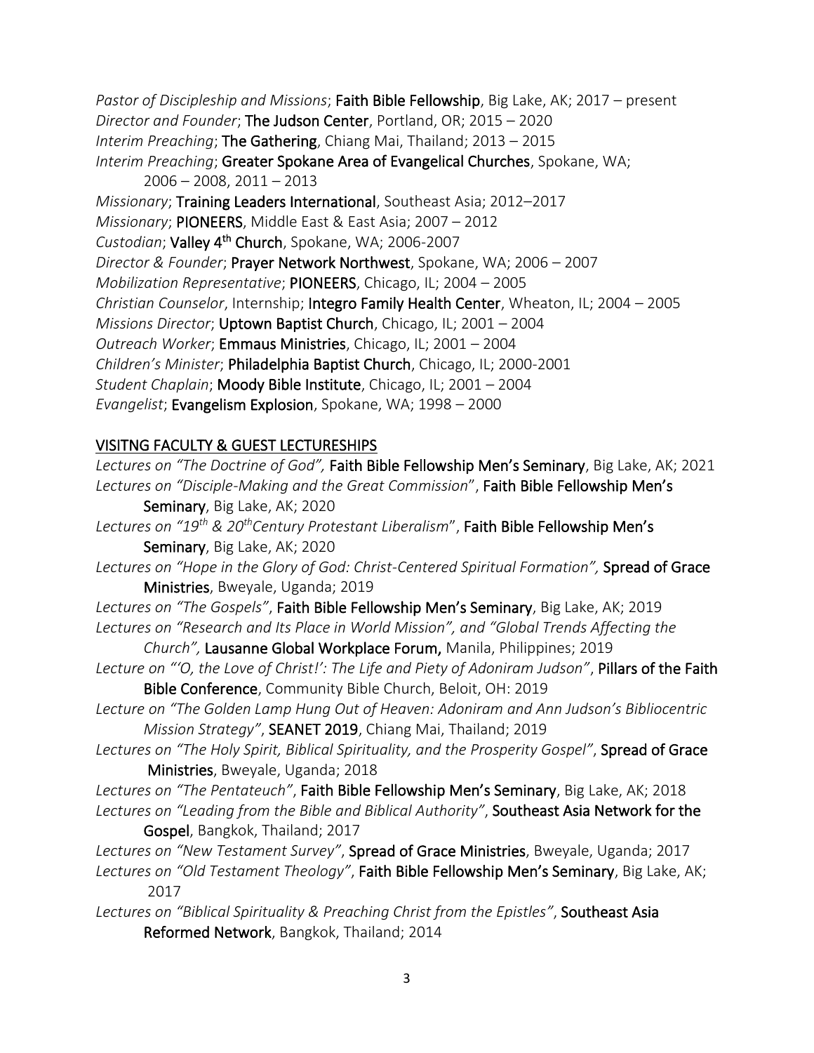*Pastor of Discipleship and Missions*; **Faith Bible Fellowship**, Big Lake, AK; 2017 – present
*Director and Founder*; **The Judson Center**, Portland, OR; 2015 – 2020
*Interim Preaching*; **The Gathering**, Chiang Mai, Thailand; 2013 – 2015
*Interim Preaching*; **Greater Spokane Area of Evangelical Churches**, Spokane, WA; 2006 – 2008, 2011 – 2013
*Missionary*; **Training Leaders International**, Southeast Asia; 2012–2017
*Missionary*; **PIONEERS**, Middle East & East Asia; 2007 – 2012
*Custodian*; **Valley 4th Church**, Spokane, WA; 2006-2007
*Director & Founder*; **Prayer Network Northwest**, Spokane, WA; 2006 – 2007
*Mobilization Representative*; **PIONEERS**, Chicago, IL; 2004 – 2005
*Christian Counselor*, Internship; **Integro Family Health Center**, Wheaton, IL; 2004 – 2005
*Missions Director*; **Uptown Baptist Church**, Chicago, IL; 2001 – 2004
*Outreach Worker*; **Emmaus Ministries**, Chicago, IL; 2001 – 2004
*Children's Minister*; **Philadelphia Baptist Church**, Chicago, IL; 2000-2001
*Student Chaplain*; **Moody Bible Institute**, Chicago, IL; 2001 – 2004
*Evangelist*; **Evangelism Explosion**, Spokane, WA; 1998 – 2000

## VISITNG FACULTY & GUEST LECTURESHIPS

*Lectures on "The Doctrine of God",* **Faith Bible Fellowship Men's Seminary**, Big Lake, AK; 2021
*Lectures on "Disciple-Making and the Great Commission"*, **Faith Bible Fellowship Men's Seminary**, Big Lake, AK; 2020
*Lectures on "19th & 20th Century Protestant Liberalism"*, **Faith Bible Fellowship Men's Seminary**, Big Lake, AK; 2020
*Lectures on "Hope in the Glory of God: Christ-Centered Spiritual Formation",* **Spread of Grace Ministries**, Bweyale, Uganda; 2019
*Lectures on "The Gospels"*, **Faith Bible Fellowship Men's Seminary**, Big Lake, AK; 2019
*Lectures on "Research and Its Place in World Mission", and "Global Trends Affecting the Church",* **Lausanne Global Workplace Forum,** Manila, Philippines; 2019
*Lecture on "'O, the Love of Christ!': The Life and Piety of Adoniram Judson"*, **Pillars of the Faith Bible Conference**, Community Bible Church, Beloit, OH: 2019
*Lecture on "The Golden Lamp Hung Out of Heaven: Adoniram and Ann Judson's Bibliocentric Mission Strategy"*, **SEANET 2019**, Chiang Mai, Thailand; 2019
*Lectures on "The Holy Spirit, Biblical Spirituality, and the Prosperity Gospel"*, **Spread of Grace Ministries**, Bweyale, Uganda; 2018
*Lectures on "The Pentateuch"*, **Faith Bible Fellowship Men's Seminary**, Big Lake, AK; 2018
*Lectures on "Leading from the Bible and Biblical Authority"*, **Southeast Asia Network for the Gospel**, Bangkok, Thailand; 2017
*Lectures on "New Testament Survey"*, **Spread of Grace Ministries**, Bweyale, Uganda; 2017
*Lectures on "Old Testament Theology"*, **Faith Bible Fellowship Men's Seminary**, Big Lake, AK; 2017
*Lectures on "Biblical Spirituality & Preaching Christ from the Epistles"*, **Southeast Asia Reformed Network**, Bangkok, Thailand; 2014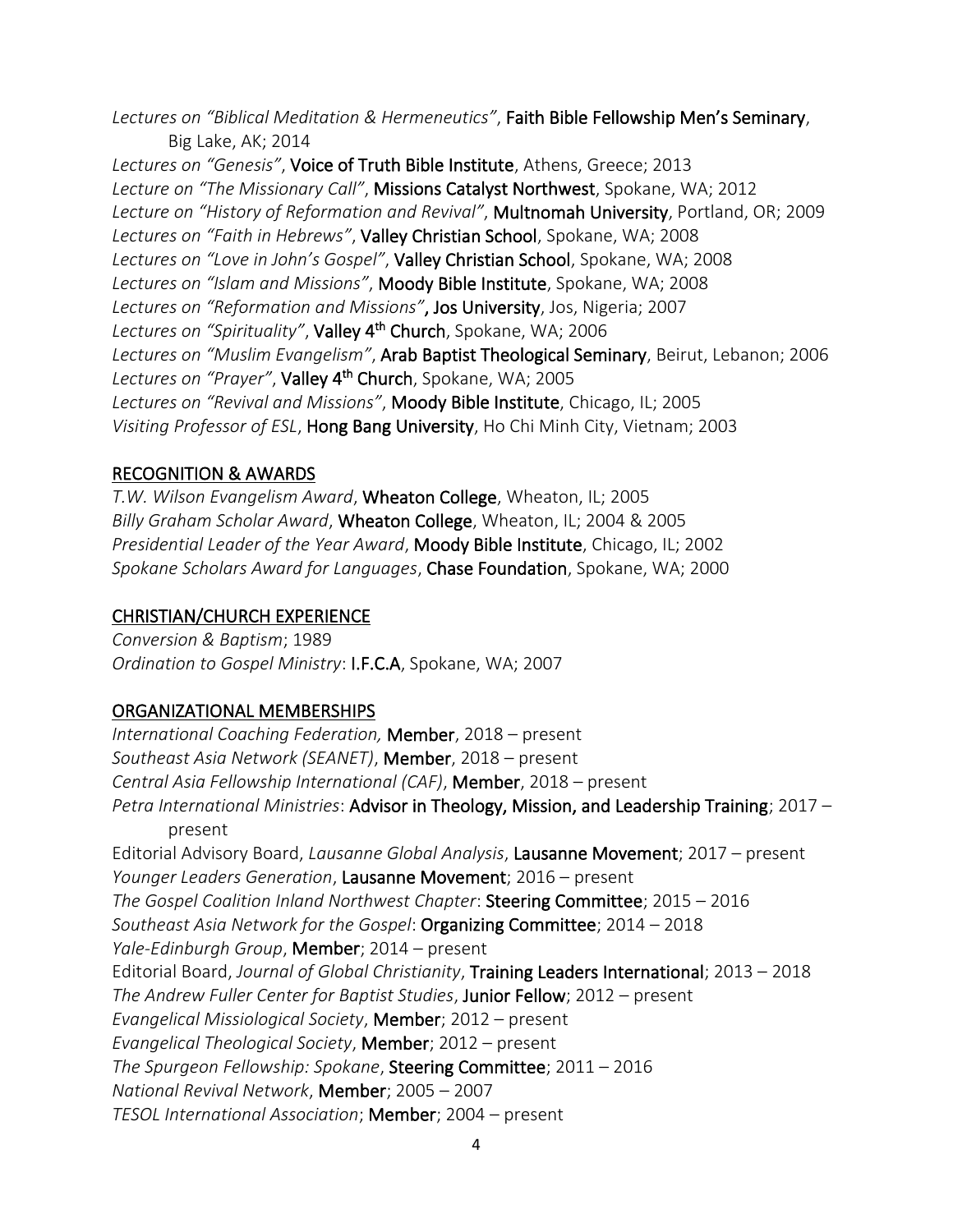*Lectures on "Biblical Meditation & Hermeneutics"*, **Faith Bible Fellowship Men's Seminary**, Big Lake, AK; 2014
*Lectures on "Genesis"*, **Voice of Truth Bible Institute**, Athens, Greece; 2013
*Lecture on "The Missionary Call"*, **Missions Catalyst Northwest**, Spokane, WA; 2012
*Lecture on "History of Reformation and Revival"*, **Multnomah University**, Portland, OR; 2009
*Lectures on "Faith in Hebrews"*, **Valley Christian School**, Spokane, WA; 2008
*Lectures on "Love in John's Gospel"*, **Valley Christian School**, Spokane, WA; 2008
*Lectures on "Islam and Missions"*, **Moody Bible Institute**, Spokane, WA; 2008
*Lectures on "Reformation and Missions"*, **Jos University**, Jos, Nigeria; 2007
*Lectures on "Spirituality"*, **Valley 4th Church**, Spokane, WA; 2006
*Lectures on "Muslim Evangelism"*, **Arab Baptist Theological Seminary**, Beirut, Lebanon; 2006
*Lectures on "Prayer"*, **Valley 4th Church**, Spokane, WA; 2005
*Lectures on "Revival and Missions"*, **Moody Bible Institute**, Chicago, IL; 2005
*Visiting Professor of ESL*, **Hong Bang University**, Ho Chi Minh City, Vietnam; 2003

## RECOGNITION & AWARDS

*T.W. Wilson Evangelism Award*, **Wheaton College**, Wheaton, IL; 2005
*Billy Graham Scholar Award*, **Wheaton College**, Wheaton, IL; 2004 & 2005
*Presidential Leader of the Year Award*, **Moody Bible Institute**, Chicago, IL; 2002
*Spokane Scholars Award for Languages*, **Chase Foundation**, Spokane, WA; 2000

## CHRISTIAN/CHURCH EXPERIENCE

*Conversion & Baptism*; 1989
*Ordination to Gospel Ministry*: **I.F.C.A**, Spokane, WA; 2007

## ORGANIZATIONAL MEMBERSHIPS

*International Coaching Federation,* **Member**, 2018 – present
*Southeast Asia Network (SEANET)*, **Member**, 2018 – present
*Central Asia Fellowship International (CAF)*, **Member**, 2018 – present
*Petra International Ministries*: **Advisor in Theology, Mission, and Leadership Training**; 2017 – present
Editorial Advisory Board, *Lausanne Global Analysis*, **Lausanne Movement**; 2017 – present
*Younger Leaders Generation*, **Lausanne Movement**; 2016 – present
*The Gospel Coalition Inland Northwest Chapter*: **Steering Committee**; 2015 – 2016
*Southeast Asia Network for the Gospel*: **Organizing Committee**; 2014 – 2018
*Yale-Edinburgh Group*, **Member**; 2014 – present
Editorial Board, *Journal of Global Christianity*, **Training Leaders International**; 2013 – 2018
*The Andrew Fuller Center for Baptist Studies*, **Junior Fellow**; 2012 – present
*Evangelical Missiological Society*, **Member**; 2012 – present
*Evangelical Theological Society*, **Member**; 2012 – present
*The Spurgeon Fellowship: Spokane*, **Steering Committee**; 2011 – 2016
*National Revival Network*, **Member**; 2005 – 2007
*TESOL International Association*; **Member**; 2004 – present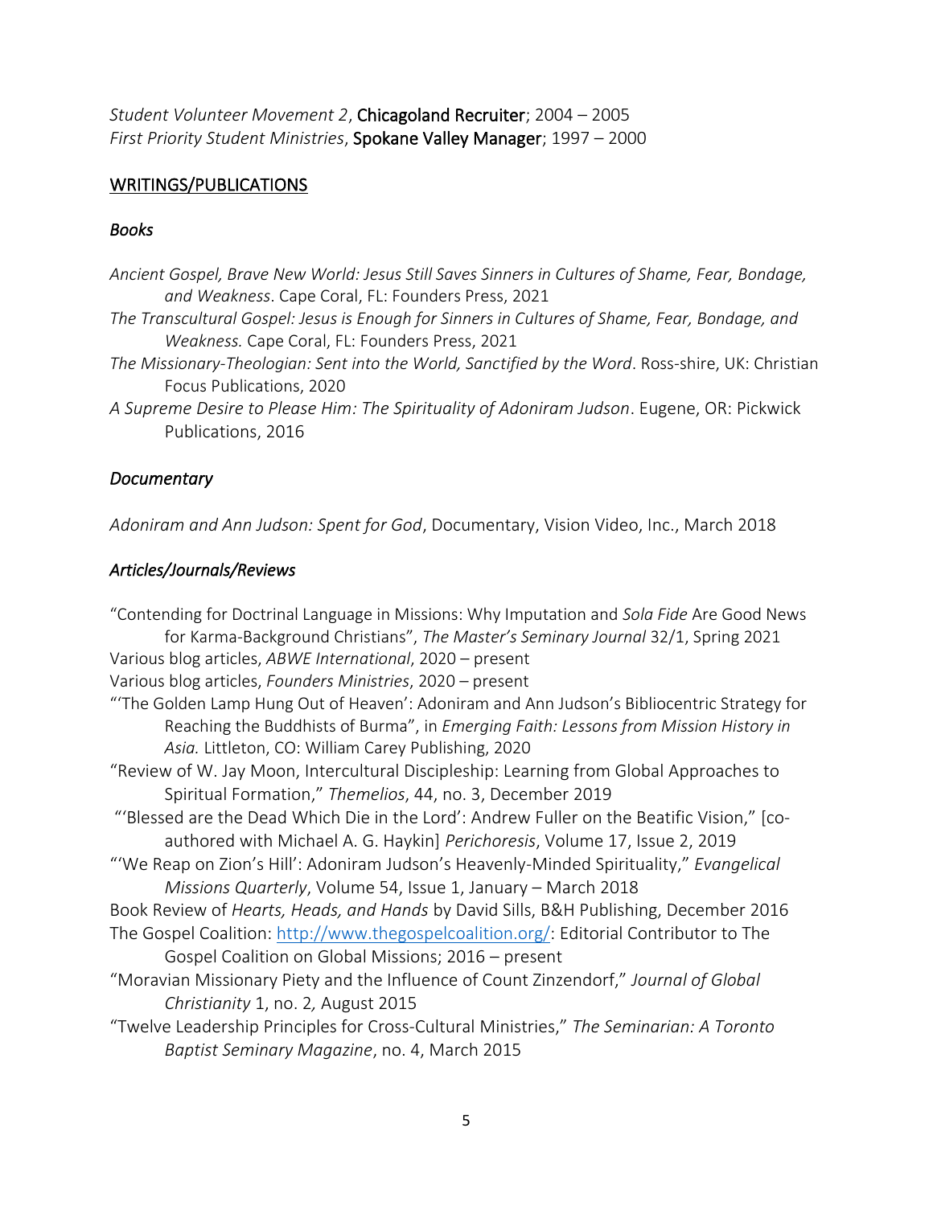*Student Volunteer Movement 2*, Chicagoland Recruiter; 2004 – 2005
*First Priority Student Ministries*, Spokane Valley Manager; 1997 – 2000

## WRITINGS/PUBLICATIONS

### *Books*

*Ancient Gospel, Brave New World: Jesus Still Saves Sinners in Cultures of Shame, Fear, Bondage, and Weakness*. Cape Coral, FL: Founders Press, 2021

*The Transcultural Gospel: Jesus is Enough for Sinners in Cultures of Shame, Fear, Bondage, and Weakness.* Cape Coral, FL: Founders Press, 2021

*The Missionary-Theologian: Sent into the World, Sanctified by the Word*. Ross-shire, UK: Christian Focus Publications, 2020

*A Supreme Desire to Please Him: The Spirituality of Adoniram Judson*. Eugene, OR: Pickwick Publications, 2016

### *Documentary*

*Adoniram and Ann Judson: Spent for God*, Documentary, Vision Video, Inc., March 2018

### *Articles/Journals/Reviews*

"Contending for Doctrinal Language in Missions: Why Imputation and *Sola Fide* Are Good News for Karma-Background Christians", *The Master's Seminary Journal* 32/1, Spring 2021

Various blog articles, *ABWE International*, 2020 – present

Various blog articles, *Founders Ministries*, 2020 – present

"'The Golden Lamp Hung Out of Heaven': Adoniram and Ann Judson's Bibliocentric Strategy for Reaching the Buddhists of Burma", in *Emerging Faith: Lessons from Mission History in Asia.* Littleton, CO: William Carey Publishing, 2020

"Review of W. Jay Moon, Intercultural Discipleship: Learning from Global Approaches to Spiritual Formation," *Themelios*, 44, no. 3, December 2019

"'Blessed are the Dead Which Die in the Lord': Andrew Fuller on the Beatific Vision," [co-authored with Michael A. G. Haykin] *Perichoresis*, Volume 17, Issue 2, 2019

"'We Reap on Zion's Hill': Adoniram Judson's Heavenly-Minded Spirituality," *Evangelical Missions Quarterly*, Volume 54, Issue 1, January – March 2018

Book Review of *Hearts, Heads, and Hands* by David Sills, B&H Publishing, December 2016

The Gospel Coalition: http://www.thegospelcoalition.org/: Editorial Contributor to The Gospel Coalition on Global Missions; 2016 – present

"Moravian Missionary Piety and the Influence of Count Zinzendorf," *Journal of Global Christianity* 1, no. 2*,* August 2015

"Twelve Leadership Principles for Cross-Cultural Ministries," *The Seminarian: A Toronto Baptist Seminary Magazine*, no. 4, March 2015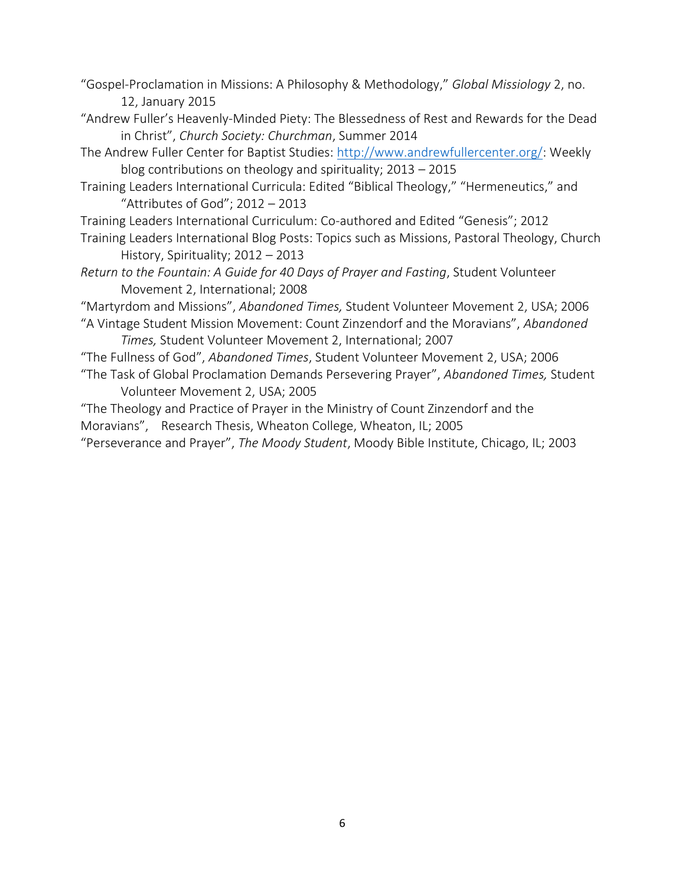"Gospel-Proclamation in Missions: A Philosophy & Methodology," *Global Missiology* 2, no. 12, January 2015

"Andrew Fuller's Heavenly-Minded Piety: The Blessedness of Rest and Rewards for the Dead in Christ", *Church Society: Churchman*, Summer 2014

The Andrew Fuller Center for Baptist Studies: [http://www.andrewfullercenter.org/](http://www.andrewfullercenter.org/): Weekly blog contributions on theology and spirituality; 2013 – 2015

Training Leaders International Curricula: Edited "Biblical Theology," "Hermeneutics," and "Attributes of God"; 2012 – 2013

Training Leaders International Curriculum: Co-authored and Edited "Genesis"; 2012

Training Leaders International Blog Posts: Topics such as Missions, Pastoral Theology, Church History, Spirituality; 2012 – 2013

*Return to the Fountain: A Guide for 40 Days of Prayer and Fasting*, Student Volunteer Movement 2, International; 2008

"Martyrdom and Missions", *Abandoned Times,* Student Volunteer Movement 2, USA; 2006

"A Vintage Student Mission Movement: Count Zinzendorf and the Moravians", *Abandoned Times,* Student Volunteer Movement 2, International; 2007

"The Fullness of God", *Abandoned Times*, Student Volunteer Movement 2, USA; 2006

"The Task of Global Proclamation Demands Persevering Prayer", *Abandoned Times,* Student Volunteer Movement 2, USA; 2005

"The Theology and Practice of Prayer in the Ministry of Count Zinzendorf and the Moravians", Research Thesis, Wheaton College, Wheaton, IL; 2005

"Perseverance and Prayer", *The Moody Student*, Moody Bible Institute, Chicago, IL; 2003